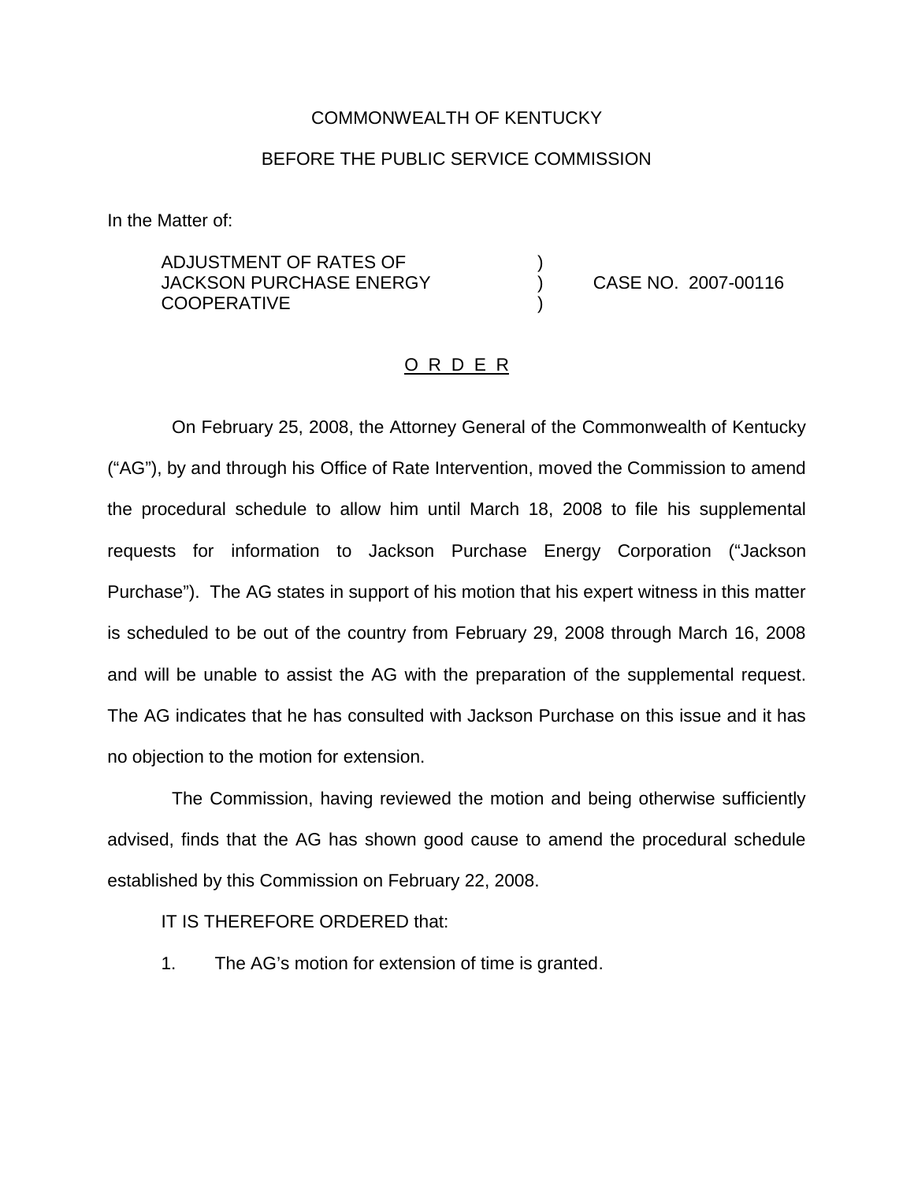COMMONWEALTH OF KENTUCKY

BEFORE THE PUBLIC SERVICE COMMISSION

In the Matter of:

| | | |
|---|---|---|
| ADJUSTMENT OF RATES OF JACKSON PURCHASE ENERGY COOPERATIVE | ) ) ) | CASE NO. 2007-00116 |

O R D E R

On February 25, 2008, the Attorney General of the Commonwealth of Kentucky ("AG"), by and through his Office of Rate Intervention, moved the Commission to amend the procedural schedule to allow him until March 18, 2008 to file his supplemental requests for information to Jackson Purchase Energy Corporation ("Jackson Purchase"). The AG states in support of his motion that his expert witness in this matter is scheduled to be out of the country from February 29, 2008 through March 16, 2008 and will be unable to assist the AG with the preparation of the supplemental request. The AG indicates that he has consulted with Jackson Purchase on this issue and it has no objection to the motion for extension.

The Commission, having reviewed the motion and being otherwise sufficiently advised, finds that the AG has shown good cause to amend the procedural schedule established by this Commission on February 22, 2008.

IT IS THEREFORE ORDERED that:

1. The AG's motion for extension of time is granted.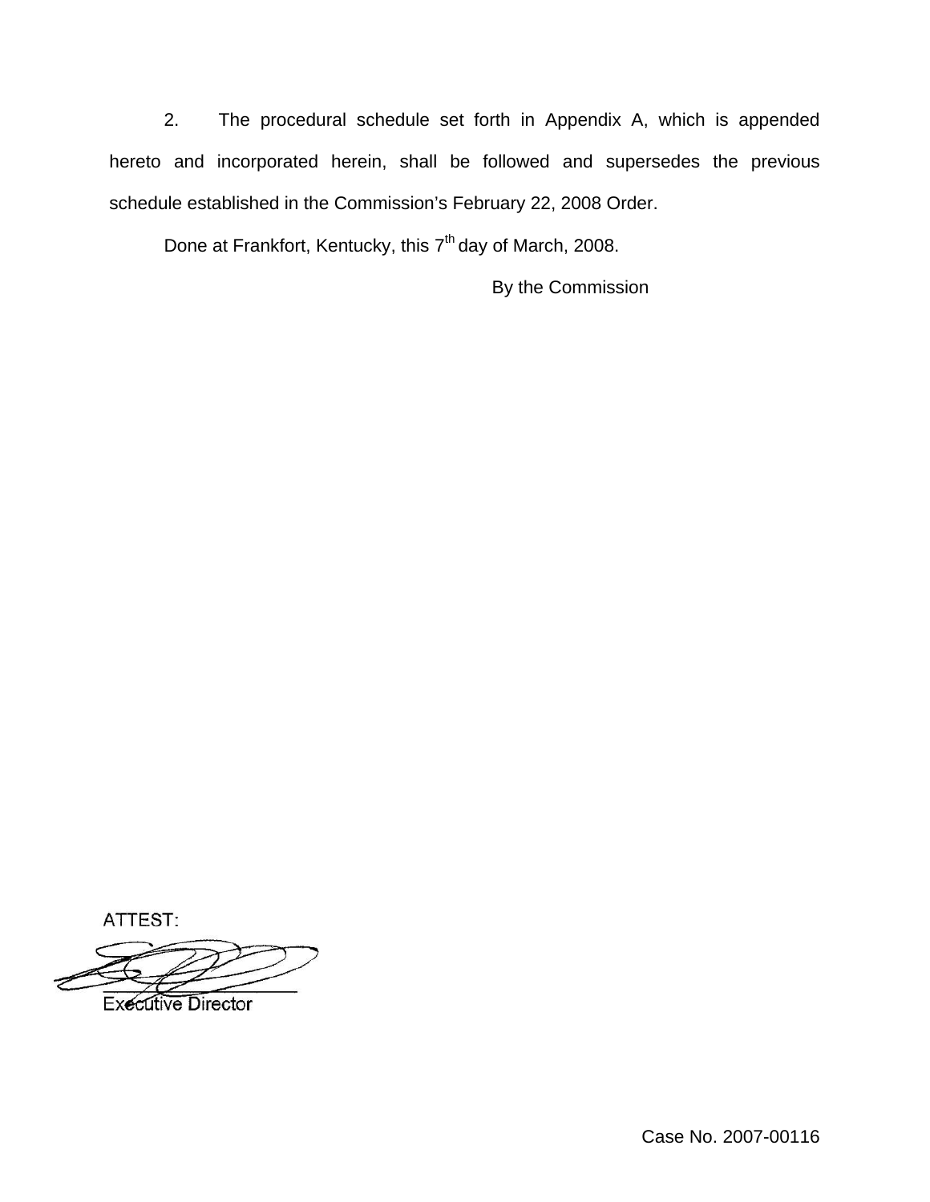2. The procedural schedule set forth in Appendix A, which is appended hereto and incorporated herein, shall be followed and supersedes the previous schedule established in the Commission's February 22, 2008 Order.

Done at Frankfort, Kentucky, this 7th day of March, 2008.

By the Commission

ATTEST:

Executive Director

Case No. 2007-00116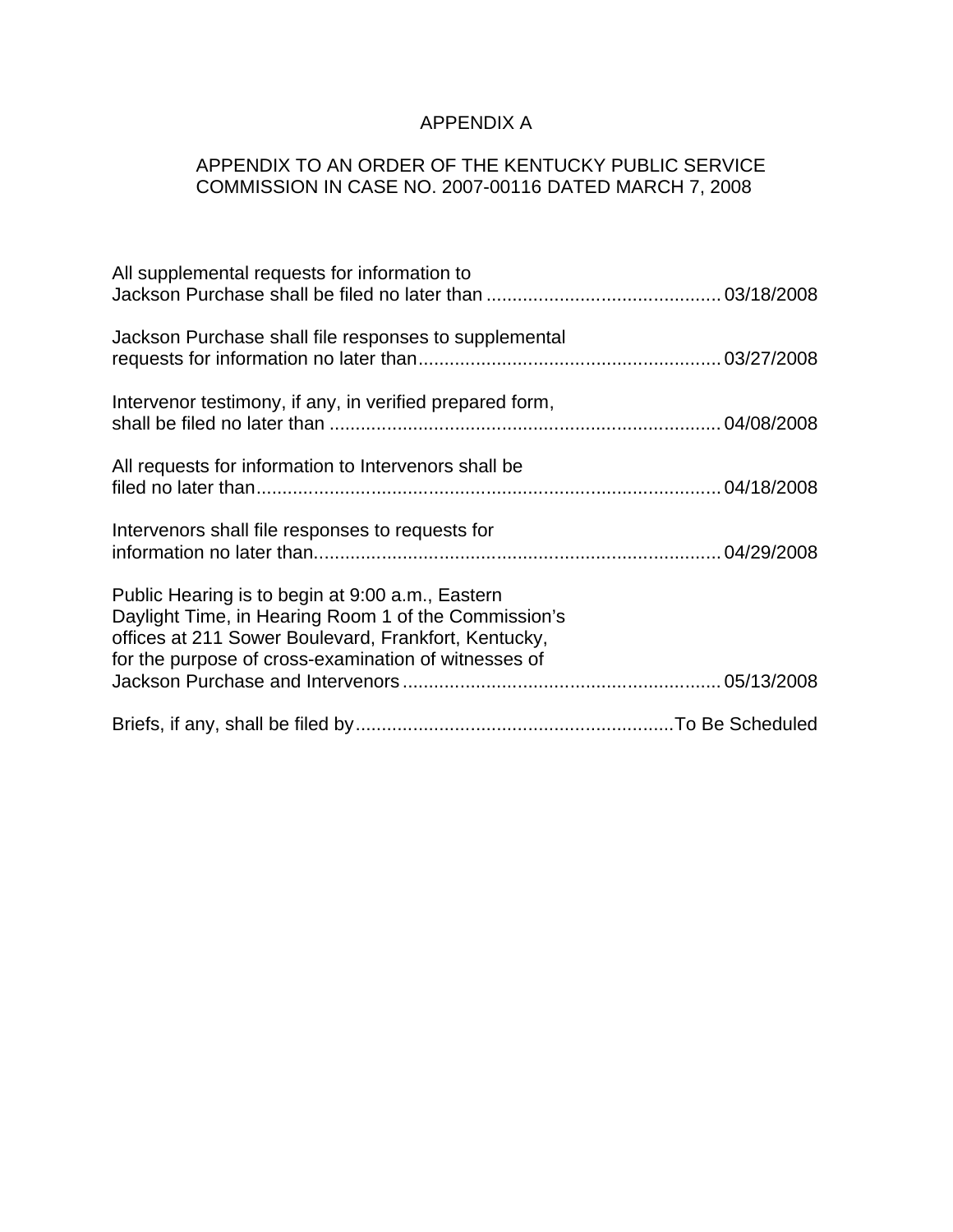# APPENDIX A

## APPENDIX TO AN ORDER OF THE KENTUCKY PUBLIC SERVICE COMMISSION IN CASE NO. 2007-00116 DATED MARCH 7, 2008

All supplemental requests for information to Jackson Purchase shall be filed no later than ............................................ 03/18/2008

Jackson Purchase shall file responses to supplemental requests for information no later than.......................................................... 03/27/2008

Intervenor testimony, if any, in verified prepared form, shall be filed no later than .......................................................................... 04/08/2008

All requests for information to Intervenors shall be filed no later than......................................................................................... 04/18/2008

Intervenors shall file responses to requests for information no later than............................................................................. 04/29/2008

Public Hearing is to begin at 9:00 a.m., Eastern Daylight Time, in Hearing Room 1 of the Commission's offices at 211 Sower Boulevard, Frankfort, Kentucky, for the purpose of cross-examination of witnesses of Jackson Purchase and Intervenors ............................................................ 05/13/2008

Briefs, if any, shall be filed by............................................................To Be Scheduled